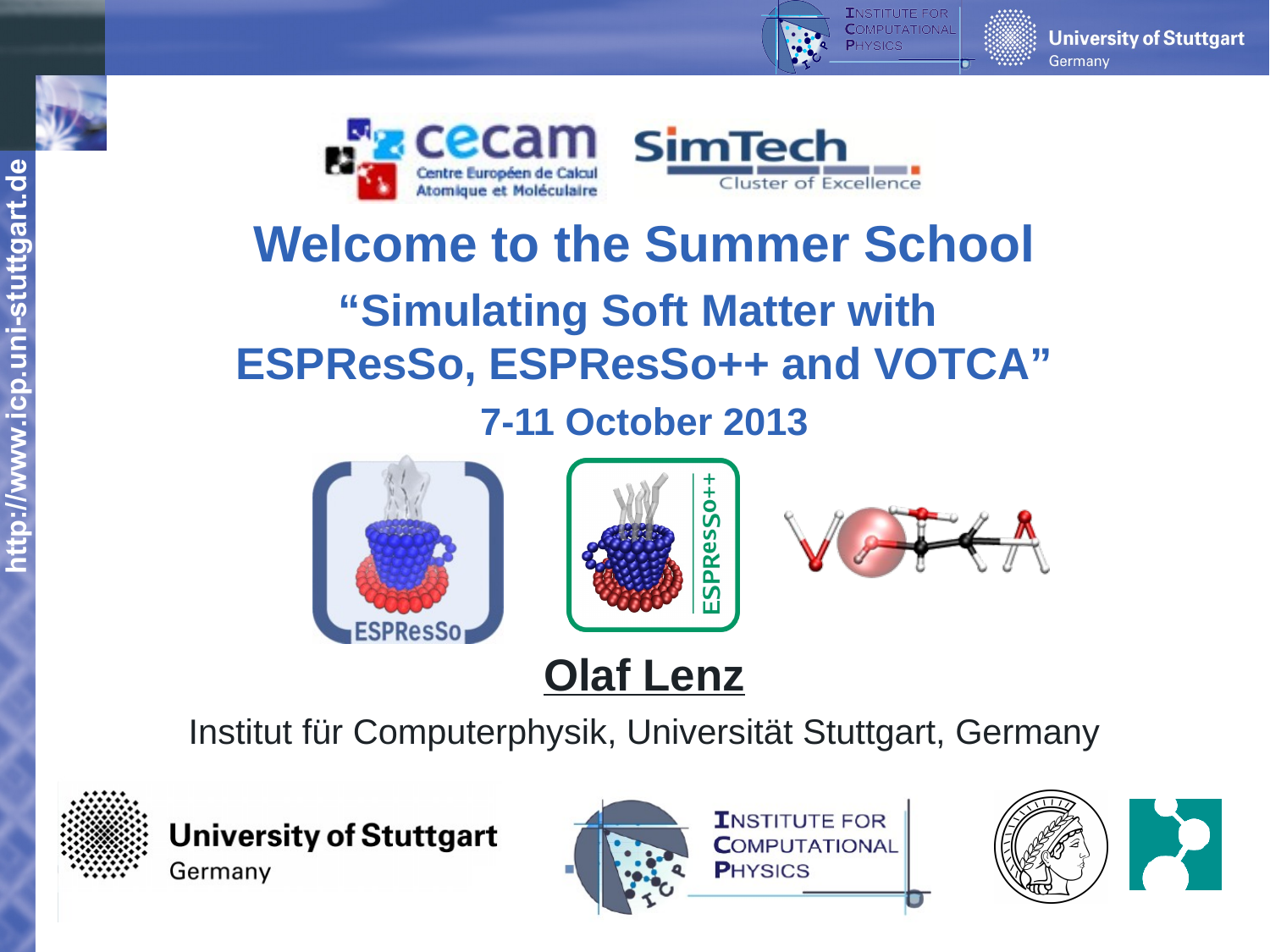# Welcome to the Summer School

## "Simulating Soft Matter with ESPResSo, ESPResSo++ and VOTCA"

### 7-11 October 2013

**Olaf Lenz**

Institut für Computerphysik, Universität Stuttgart, Germany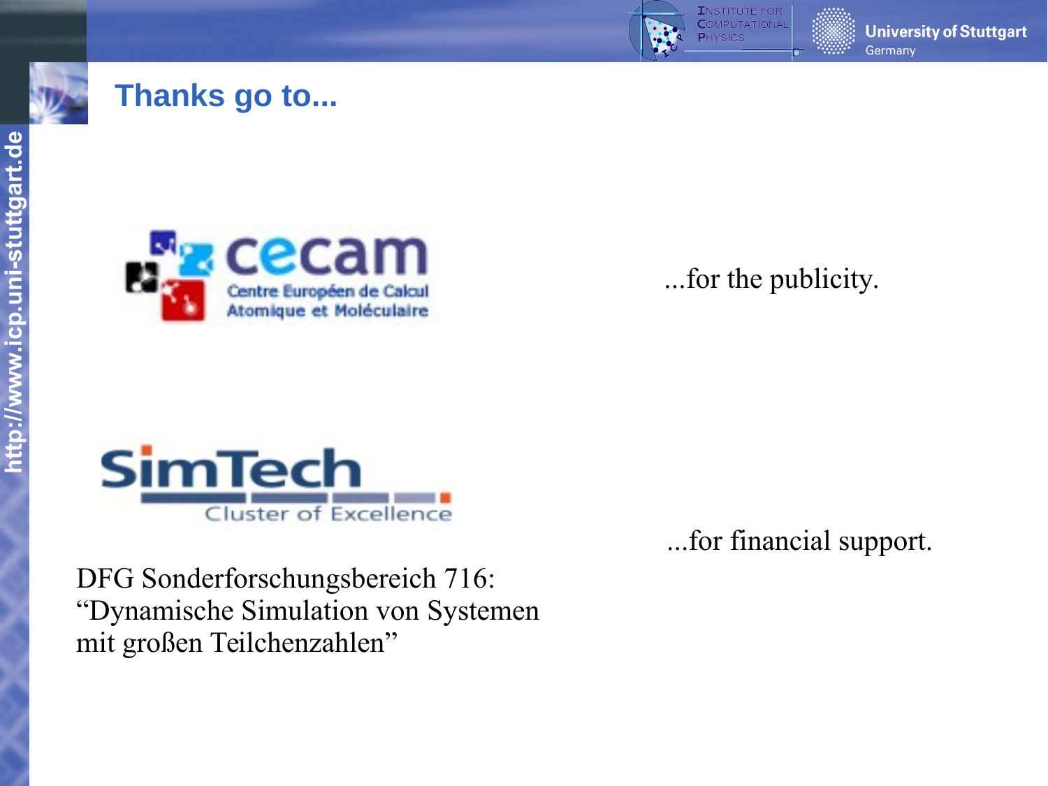# Thanks go to...

cecam
Centre Européen de Calcul Atomique et Moléculaire

...for the publicity.

SimTech
Cluster of Excellence

DFG Sonderforschungsbereich 716: “Dynamische Simulation von Systemen mit großen Teilchenzahlen”

...for financial support.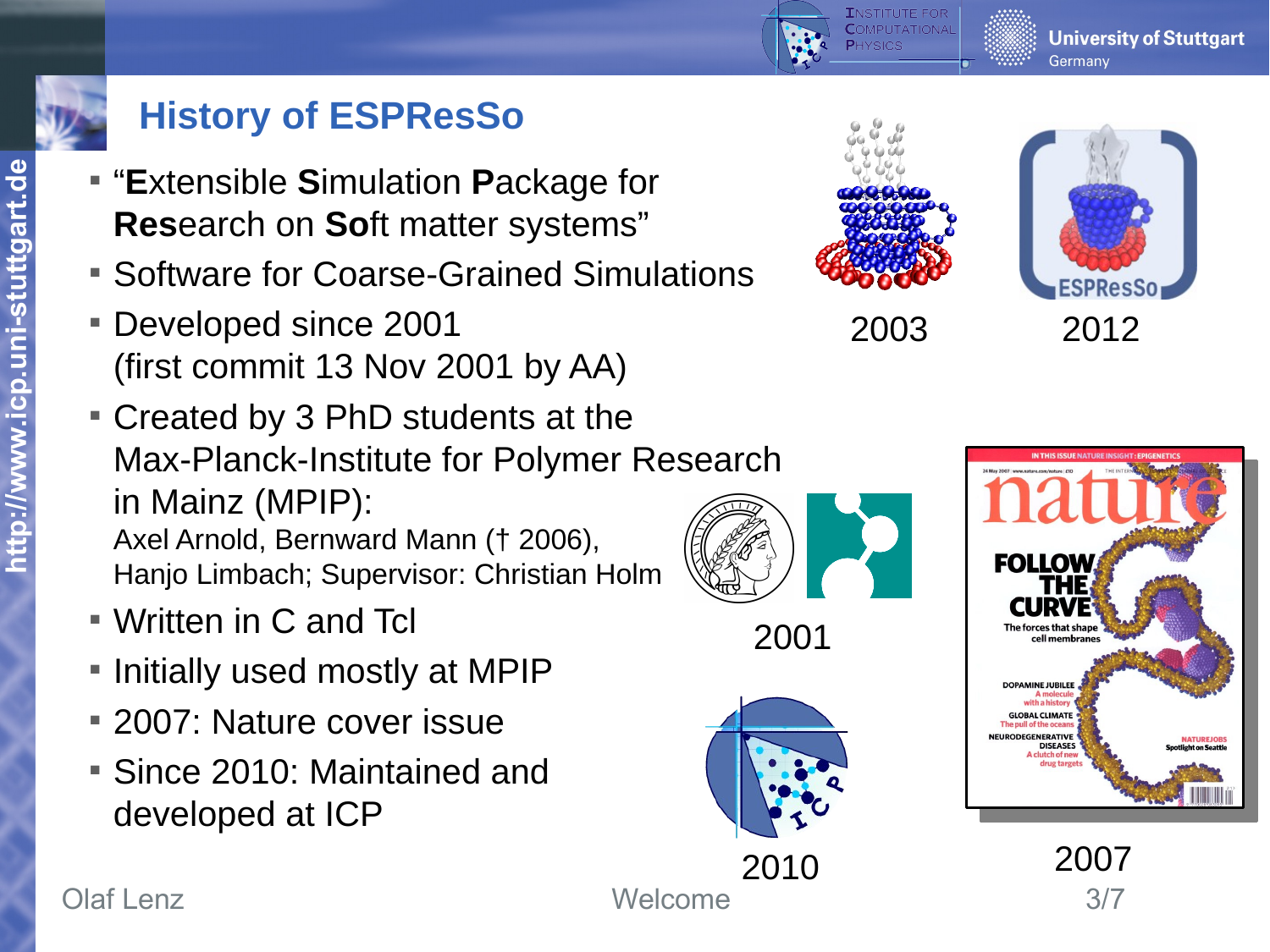# History of ESPResSo

- "**E**xtensible **S**imulation **P**ackage for **Res**earch on **So**ft matter systems"
- Software for Coarse-Grained Simulations
- Developed since 2001 (first commit 13 Nov 2001 by AA)
- Created by 3 PhD students at the Max-Planck-Institute for Polymer Research in Mainz (MPIP):
  Axel Arnold, Bernward Mann († 2006), Hanjo Limbach; Supervisor: Christian Holm
- Written in C and Tcl
- Initially used mostly at MPIP
- 2007: Nature cover issue
- Since 2010: Maintained and developed at ICP

2003

2012

2001

2010

2007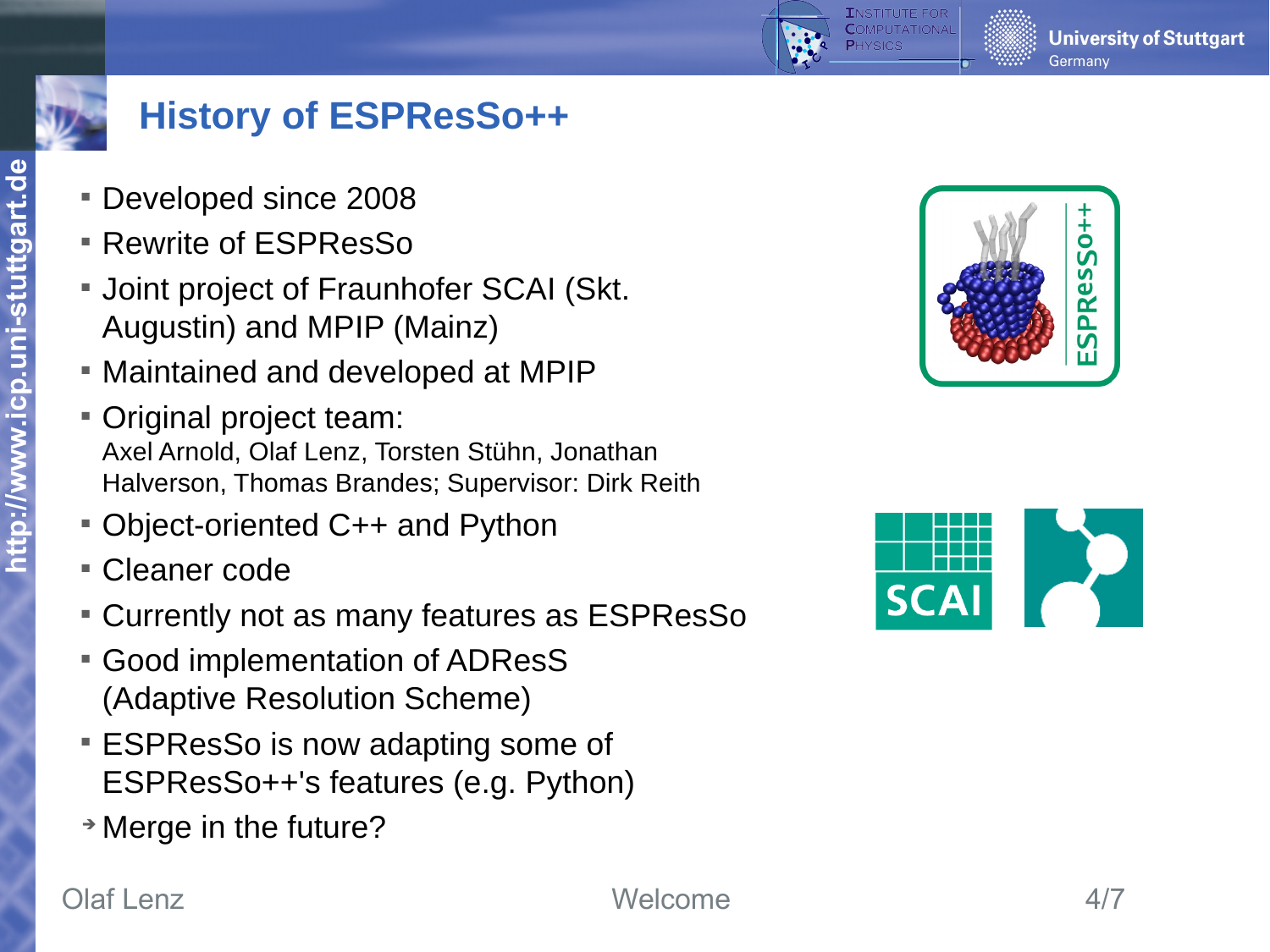# History of ESPResSo++

- Developed since 2008
- Rewrite of ESPResSo
- Joint project of Fraunhofer SCAI (Skt. Augustin) and MPIP (Mainz)
- Maintained and developed at MPIP
- Original project team:
  Axel Arnold, Olaf Lenz, Torsten Stühn, Jonathan Halverson, Thomas Brandes; Supervisor: Dirk Reith
- Object-oriented C++ and Python
- Cleaner code
- Currently not as many features as ESPResSo
- Good implementation of ADResS (Adaptive Resolution Scheme)
- ESPResSo is now adapting some of ESPResSo++'s features (e.g. Python)

→ Merge in the future?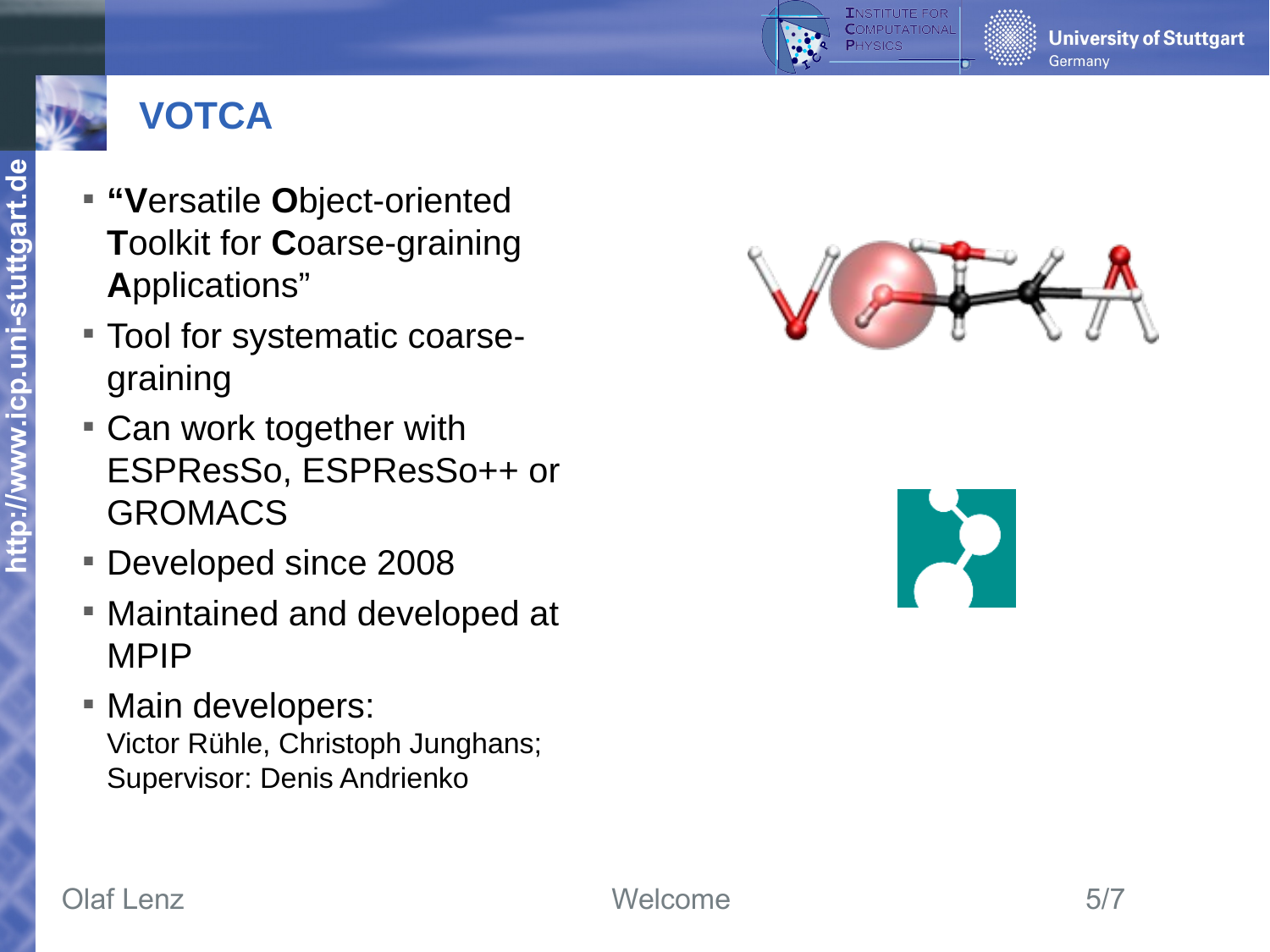# VOTCA

- **"V**ersatile **O**bject-oriented **T**oolkit for **C**oarse-graining **A**pplications"
- Tool for systematic coarse-graining
- Can work together with ESPResSo, ESPResSo++ or GROMACS
- Developed since 2008
- Maintained and developed at MPIP
- Main developers:
  Victor Rühle, Christoph Junghans;
  Supervisor: Denis Andrienko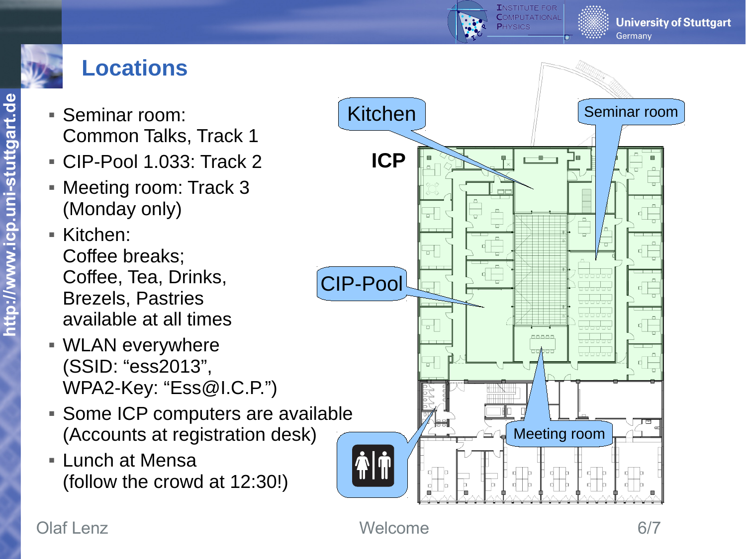# Locations

- Seminar room:
  Common Talks, Track 1
- CIP-Pool 1.033: Track 2
- Meeting room: Track 3
  (Monday only)
- Kitchen:
  Coffee breaks;
  Coffee, Tea, Drinks,
  Brezels, Pastries
  available at all times
- WLAN everywhere
  (SSID: “ess2013”,
  WPA2-Key: “Ess@I.C.P.”)
- Some ICP computers are available
  (Accounts at registration desk)
- Lunch at Mensa
  (follow the crowd at 12:30!)

ICP

Kitchen

Seminar room

CIP-Pool

Meeting room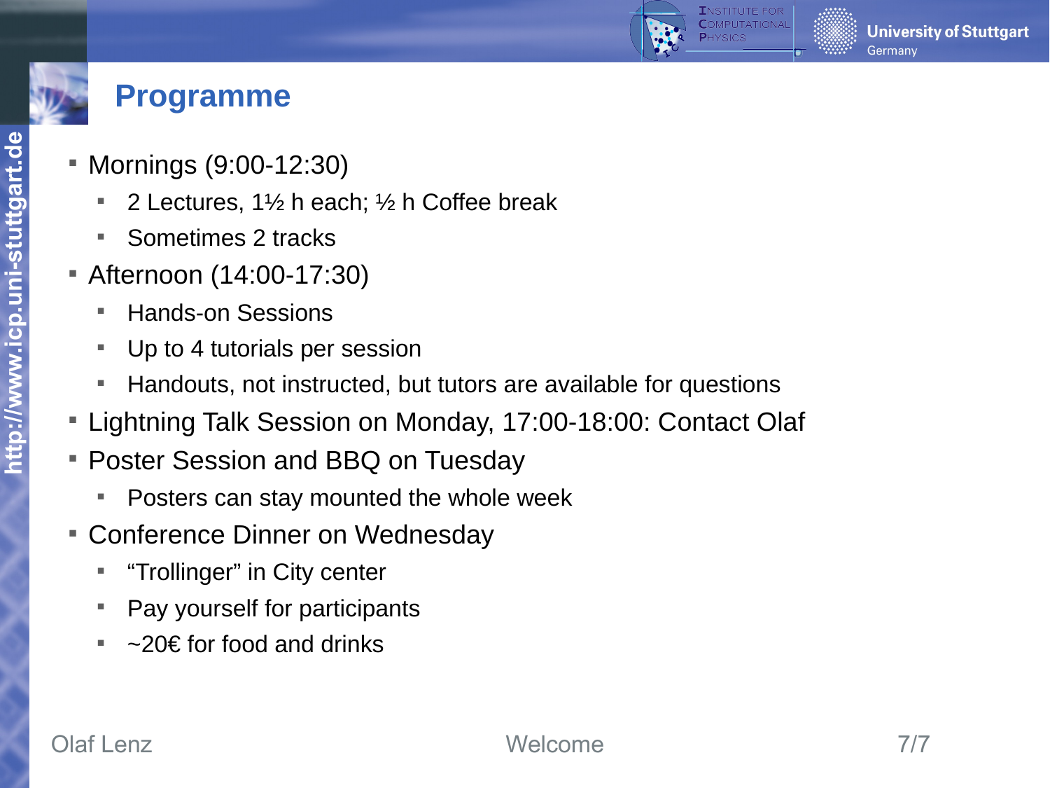# Programme

- Mornings (9:00-12:30)
  - 2 Lectures, 1½ h each; ½ h Coffee break
  - Sometimes 2 tracks
- Afternoon (14:00-17:30)
  - Hands-on Sessions
  - Up to 4 tutorials per session
  - Handouts, not instructed, but tutors are available for questions
- Lightning Talk Session on Monday, 17:00-18:00: Contact Olaf
- Poster Session and BBQ on Tuesday
  - Posters can stay mounted the whole week
- Conference Dinner on Wednesday
  - "Trollinger" in City center
  - Pay yourself for participants
  - ~20€ for food and drinks